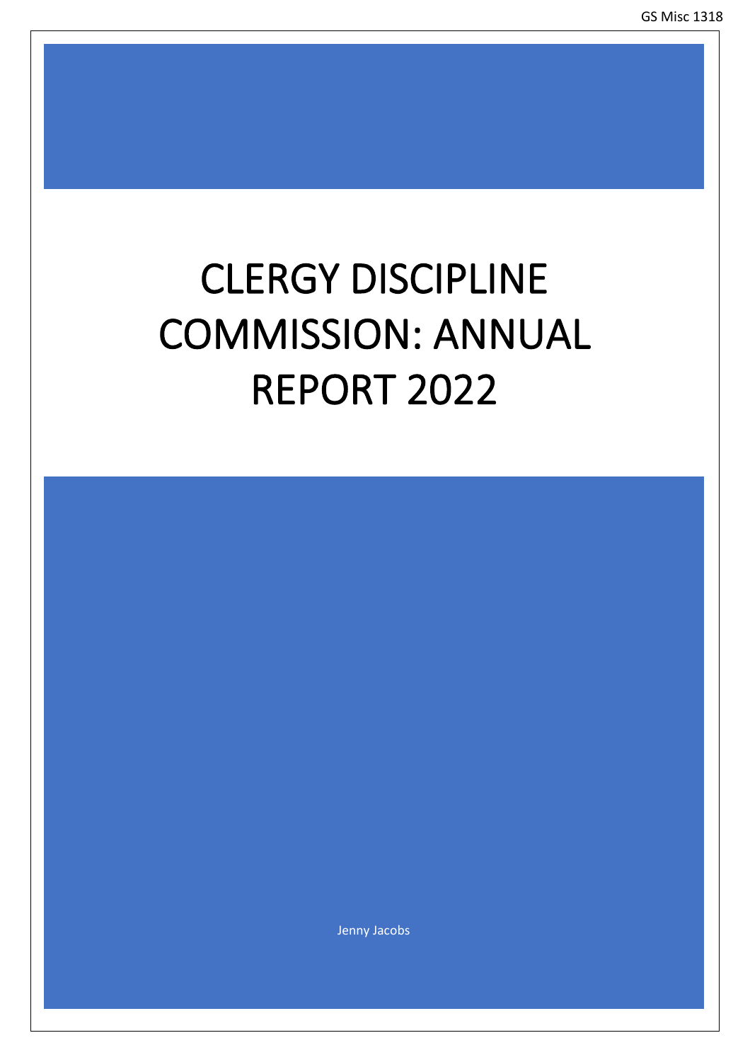GS Misc 1318

# CLERGY DISCIPLINE COMMISSION: ANNUAL REPORT 2022

Jenny Jacobs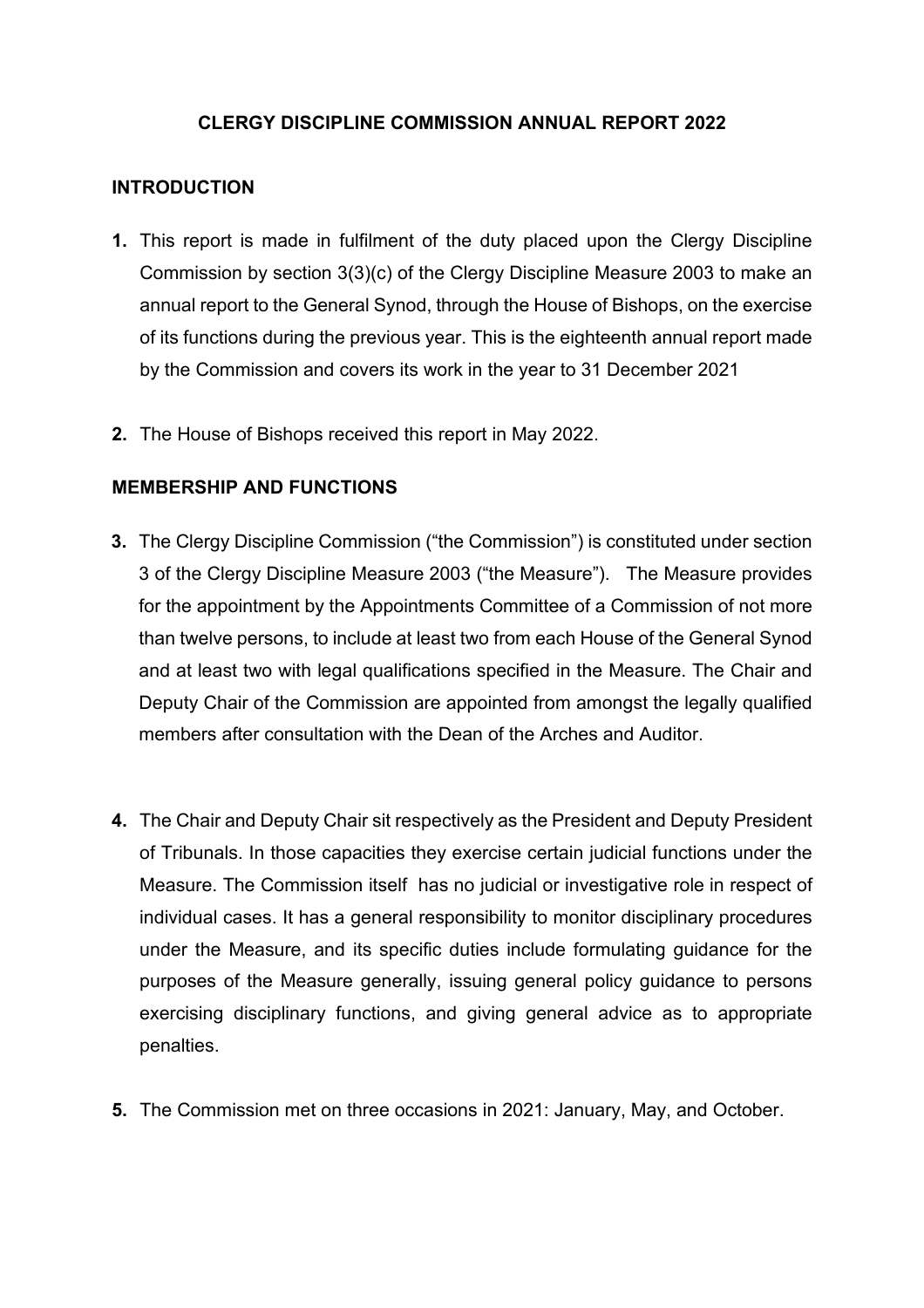# CLERGY DISCIPLINE COMMISSION ANNUAL REPORT 2022

## INTRODUCTION

**1.** This report is made in fulfilment of the duty placed upon the Clergy Discipline Commission by section 3(3)(c) of the Clergy Discipline Measure 2003 to make an annual report to the General Synod, through the House of Bishops, on the exercise of its functions during the previous year. This is the eighteenth annual report made by the Commission and covers its work in the year to 31 December 2021

**2.** The House of Bishops received this report in May 2022.

## MEMBERSHIP AND FUNCTIONS

**3.** The Clergy Discipline Commission ("the Commission") is constituted under section 3 of the Clergy Discipline Measure 2003 ("the Measure"). The Measure provides for the appointment by the Appointments Committee of a Commission of not more than twelve persons, to include at least two from each House of the General Synod and at least two with legal qualifications specified in the Measure. The Chair and Deputy Chair of the Commission are appointed from amongst the legally qualified members after consultation with the Dean of the Arches and Auditor.

**4.** The Chair and Deputy Chair sit respectively as the President and Deputy President of Tribunals. In those capacities they exercise certain judicial functions under the Measure. The Commission itself has no judicial or investigative role in respect of individual cases. It has a general responsibility to monitor disciplinary procedures under the Measure, and its specific duties include formulating guidance for the purposes of the Measure generally, issuing general policy guidance to persons exercising disciplinary functions, and giving general advice as to appropriate penalties.

**5.** The Commission met on three occasions in 2021: January, May, and October.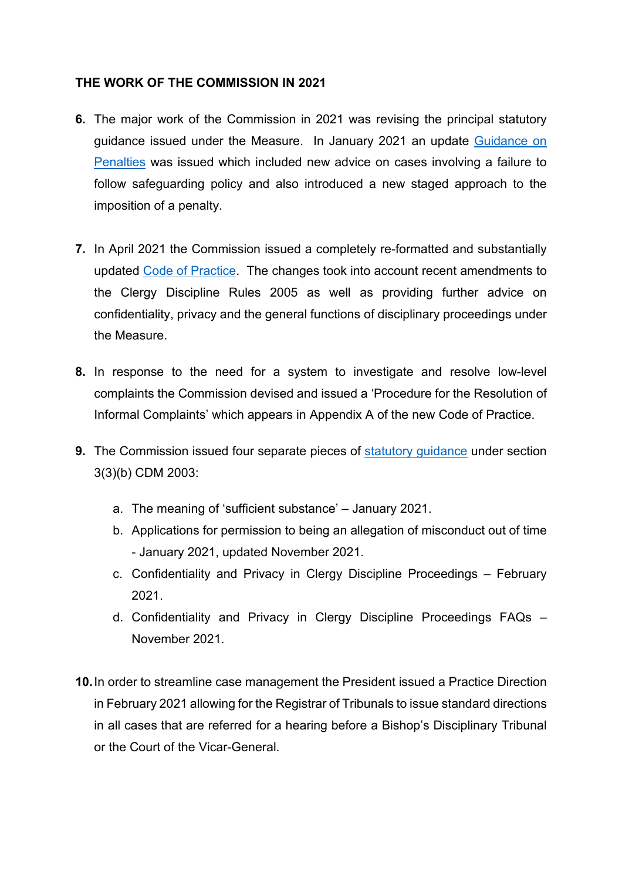**THE WORK OF THE COMMISSION IN 2021**

6. The major work of the Commission in 2021 was revising the principal statutory guidance issued under the Measure. In January 2021 an update Guidance on Penalties was issued which included new advice on cases involving a failure to follow safeguarding policy and also introduced a new staged approach to the imposition of a penalty.

7. In April 2021 the Commission issued a completely re-formatted and substantially updated Code of Practice. The changes took into account recent amendments to the Clergy Discipline Rules 2005 as well as providing further advice on confidentiality, privacy and the general functions of disciplinary proceedings under the Measure.

8. In response to the need for a system to investigate and resolve low-level complaints the Commission devised and issued a 'Procedure for the Resolution of Informal Complaints' which appears in Appendix A of the new Code of Practice.

9. The Commission issued four separate pieces of statutory guidance under section 3(3)(b) CDM 2003:

    a. The meaning of 'sufficient substance' – January 2021.
    b. Applications for permission to being an allegation of misconduct out of time - January 2021, updated November 2021.
    c. Confidentiality and Privacy in Clergy Discipline Proceedings – February 2021.
    d. Confidentiality and Privacy in Clergy Discipline Proceedings FAQs – November 2021.

10. In order to streamline case management the President issued a Practice Direction in February 2021 allowing for the Registrar of Tribunals to issue standard directions in all cases that are referred for a hearing before a Bishop's Disciplinary Tribunal or the Court of the Vicar-General.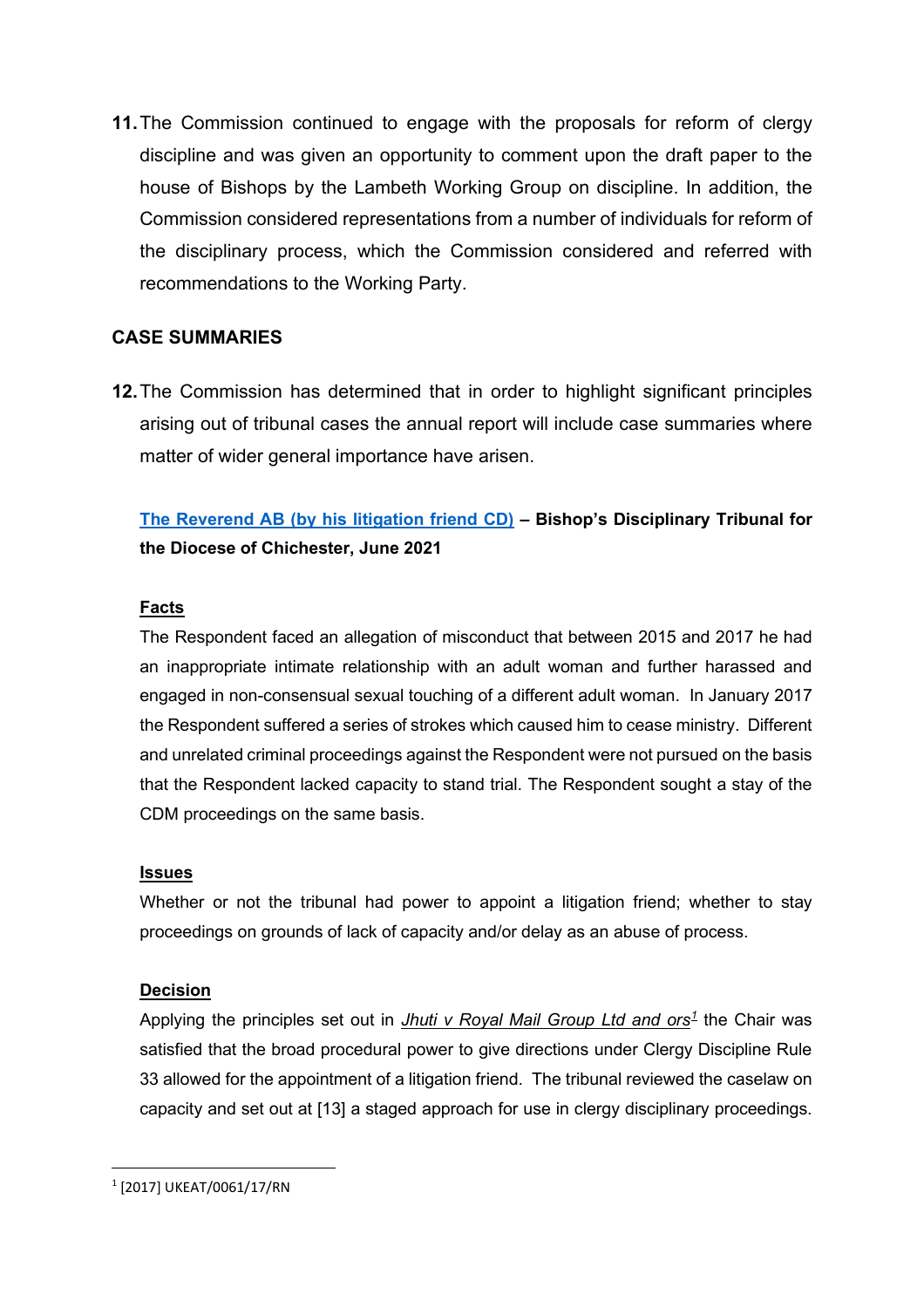**11.** The Commission continued to engage with the proposals for reform of clergy discipline and was given an opportunity to comment upon the draft paper to the house of Bishops by the Lambeth Working Group on discipline. In addition, the Commission considered representations from a number of individuals for reform of the disciplinary process, which the Commission considered and referred with recommendations to the Working Party.

## CASE SUMMARIES

**12.** The Commission has determined that in order to highlight significant principles arising out of tribunal cases the annual report will include case summaries where matter of wider general importance have arisen.

**The Reverend AB (by his litigation friend CD) – Bishop's Disciplinary Tribunal for the Diocese of Chichester, June 2021**

**Facts**

The Respondent faced an allegation of misconduct that between 2015 and 2017 he had an inappropriate intimate relationship with an adult woman and further harassed and engaged in non-consensual sexual touching of a different adult woman. In January 2017 the Respondent suffered a series of strokes which caused him to cease ministry. Different and unrelated criminal proceedings against the Respondent were not pursued on the basis that the Respondent lacked capacity to stand trial. The Respondent sought a stay of the CDM proceedings on the same basis.

**Issues**

Whether or not the tribunal had power to appoint a litigation friend; whether to stay proceedings on grounds of lack of capacity and/or delay as an abuse of process.

**Decision**

Applying the principles set out in *Jhuti v Royal Mail Group Ltd and ors*[1] the Chair was satisfied that the broad procedural power to give directions under Clergy Discipline Rule 33 allowed for the appointment of a litigation friend. The tribunal reviewed the caselaw on capacity and set out at [13] a staged approach for use in clergy disciplinary proceedings.

[1] [2017] UKEAT/0061/17/RN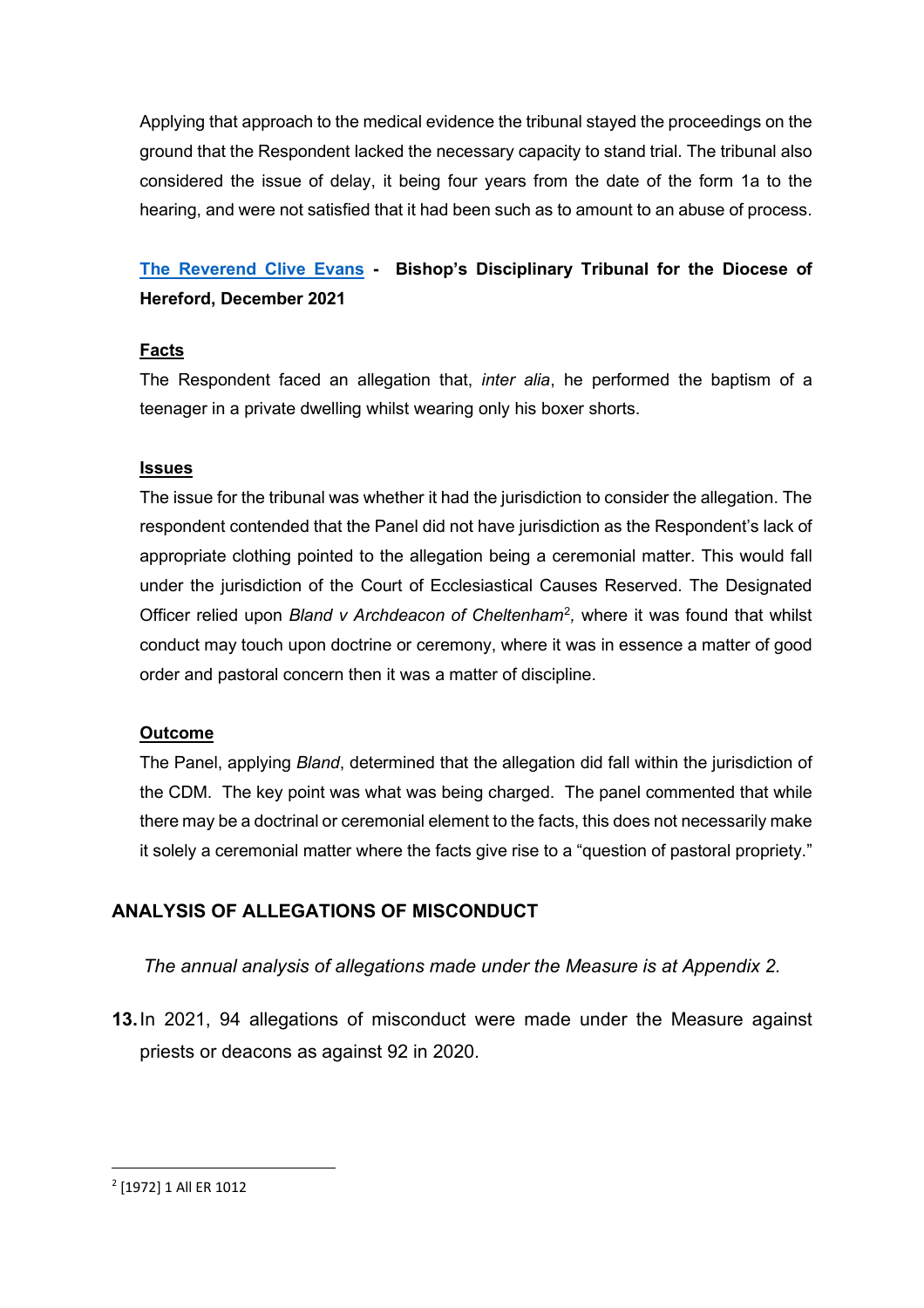Applying that approach to the medical evidence the tribunal stayed the proceedings on the ground that the Respondent lacked the necessary capacity to stand trial. The tribunal also considered the issue of delay, it being four years from the date of the form 1a to the hearing, and were not satisfied that it had been such as to amount to an abuse of process.

**The Reverend Clive Evans - Bishop's Disciplinary Tribunal for the Diocese of Hereford, December 2021**

**Facts**

The Respondent faced an allegation that, *inter alia*, he performed the baptism of a teenager in a private dwelling whilst wearing only his boxer shorts.

**Issues**

The issue for the tribunal was whether it had the jurisdiction to consider the allegation. The respondent contended that the Panel did not have jurisdiction as the Respondent's lack of appropriate clothing pointed to the allegation being a ceremonial matter. This would fall under the jurisdiction of the Court of Ecclesiastical Causes Reserved. The Designated Officer relied upon *Bland v Archdeacon of Cheltenham*[2], where it was found that whilst conduct may touch upon doctrine or ceremony, where it was in essence a matter of good order and pastoral concern then it was a matter of discipline.

**Outcome**

The Panel, applying *Bland*, determined that the allegation did fall within the jurisdiction of the CDM. The key point was what was being charged. The panel commented that while there may be a doctrinal or ceremonial element to the facts, this does not necessarily make it solely a ceremonial matter where the facts give rise to a "question of pastoral propriety."

## ANALYSIS OF ALLEGATIONS OF MISCONDUCT

*The annual analysis of allegations made under the Measure is at Appendix 2.*

**13.** In 2021, 94 allegations of misconduct were made under the Measure against priests or deacons as against 92 in 2020.

[2] [1972] 1 All ER 1012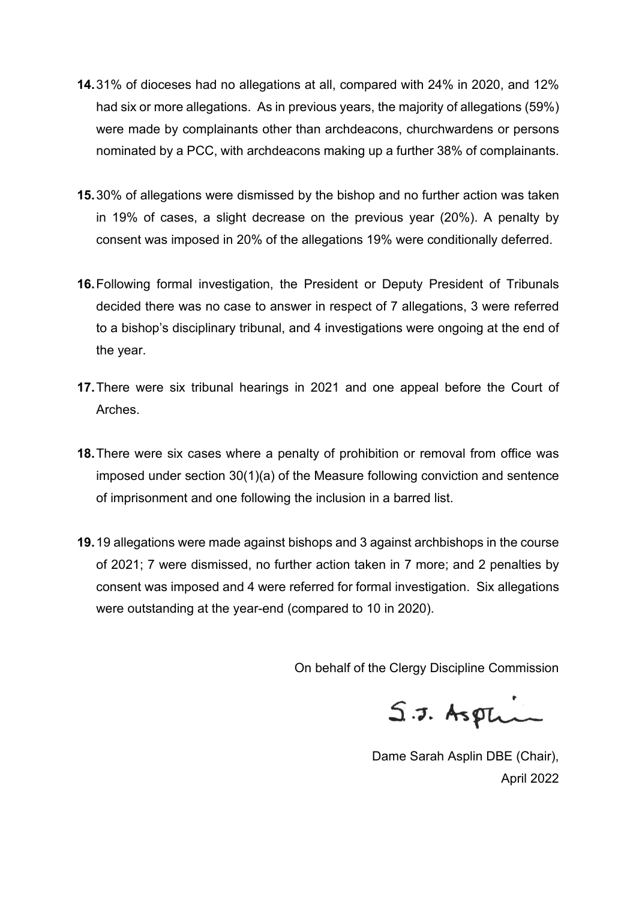**14.** 31% of dioceses had no allegations at all, compared with 24% in 2020, and 12% had six or more allegations. As in previous years, the majority of allegations (59%) were made by complainants other than archdeacons, churchwardens or persons nominated by a PCC, with archdeacons making up a further 38% of complainants.

**15.** 30% of allegations were dismissed by the bishop and no further action was taken in 19% of cases, a slight decrease on the previous year (20%). A penalty by consent was imposed in 20% of the allegations 19% were conditionally deferred.

**16.** Following formal investigation, the President or Deputy President of Tribunals decided there was no case to answer in respect of 7 allegations, 3 were referred to a bishop's disciplinary tribunal, and 4 investigations were ongoing at the end of the year.

**17.** There were six tribunal hearings in 2021 and one appeal before the Court of Arches.

**18.** There were six cases where a penalty of prohibition or removal from office was imposed under section 30(1)(a) of the Measure following conviction and sentence of imprisonment and one following the inclusion in a barred list.

**19.** 19 allegations were made against bishops and 3 against archbishops in the course of 2021; 7 were dismissed, no further action taken in 7 more; and 2 penalties by consent was imposed and 4 were referred for formal investigation. Six allegations were outstanding at the year-end (compared to 10 in 2020).

On behalf of the Clergy Discipline Commission

S.J. Asplin

Dame Sarah Asplin DBE (Chair),
April 2022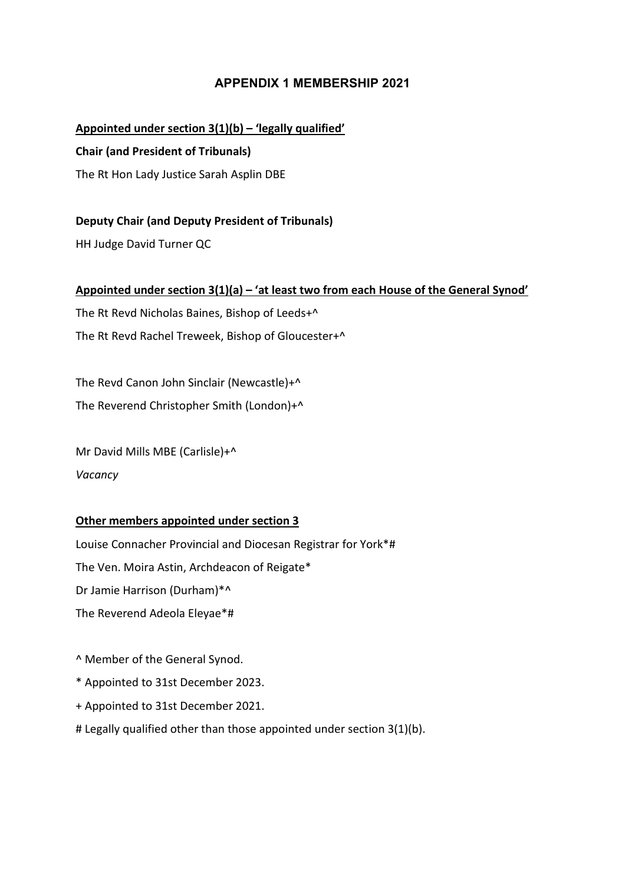# APPENDIX 1 MEMBERSHIP 2021

**Appointed under section 3(1)(b) – 'legally qualified'**

**Chair (and President of Tribunals)**

The Rt Hon Lady Justice Sarah Asplin DBE

**Deputy Chair (and Deputy President of Tribunals)**

HH Judge David Turner QC

**Appointed under section 3(1)(a) – 'at least two from each House of the General Synod'**

The Rt Revd Nicholas Baines, Bishop of Leeds+^

The Rt Revd Rachel Treweek, Bishop of Gloucester+^

The Revd Canon John Sinclair (Newcastle)+^

The Reverend Christopher Smith (London)+^

Mr David Mills MBE (Carlisle)+^

*Vacancy*

**Other members appointed under section 3**

Louise Connacher Provincial and Diocesan Registrar for York*#

The Ven. Moira Astin, Archdeacon of Reigate*

Dr Jamie Harrison (Durham)*^

The Reverend Adeola Eleyae*#

^ Member of the General Synod.

* Appointed to 31st December 2023.

+ Appointed to 31st December 2021.

# Legally qualified other than those appointed under section 3(1)(b).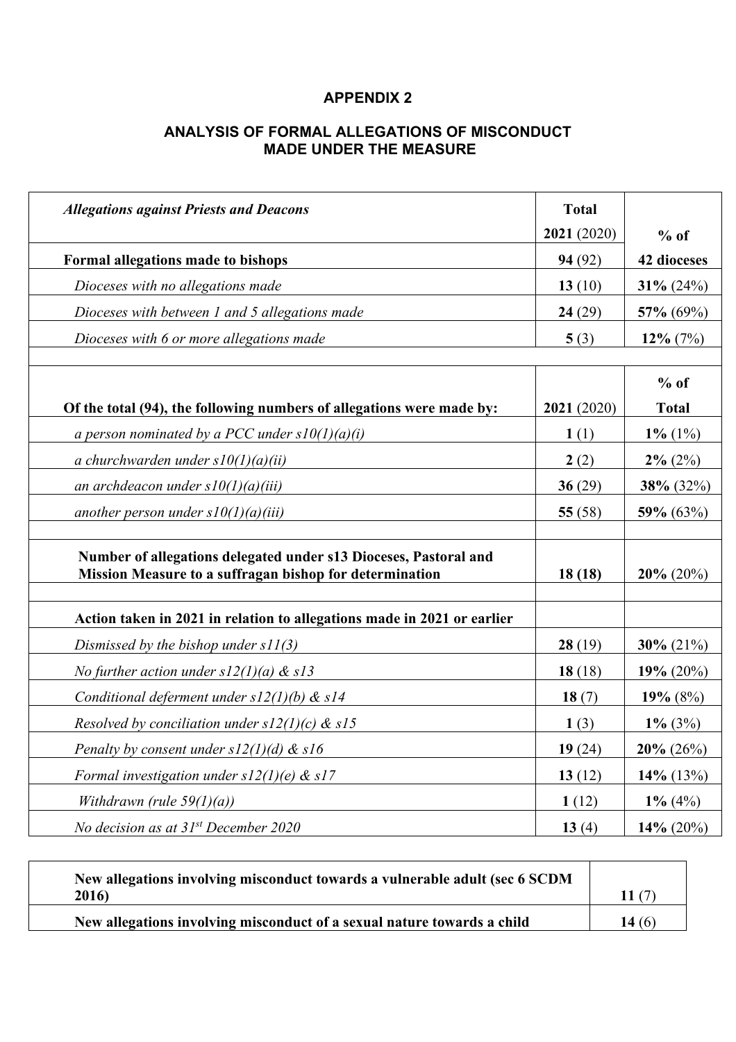## APPENDIX 2

## ANALYSIS OF FORMAL ALLEGATIONS OF MISCONDUCT MADE UNDER THE MEASURE

| *Allegations against Priests and Deacons* | **Total** **2021** (2020) | **% of** |
|---|---|---|
| **Formal allegations made to bishops** | **94** (92) | **42 dioceses** |
| *Dioceses with no allegations made* | **13** (10) | **31%** (24%) |
| *Dioceses with between 1 and 5 allegations made* | **24** (29) | **57%** (69%) |
| *Dioceses with 6 or more allegations made* | **5** (3) | **12%** (7%) |
| | | |
| **Of the total (94), the following numbers of allegations were made by:** | **2021** (2020) | **% of Total** |
| *a person nominated by a PCC under s10(1)(a)(i)* | **1** (1) | **1%** (1%) |
| *a churchwarden under s10(1)(a)(ii)* | **2** (2) | **2%** (2%) |
| *an archdeacon under s10(1)(a)(iii)* | **36** (29) | **38%** (32%) |
| *another person under s10(1)(a)(iii)* | **55** (58) | **59%** (63%) |
| | | |
| **Number of allegations delegated under s13 Dioceses, Pastoral and Mission Measure to a suffragan bishop for determination** | **18 (18)** | **20%** (20%) |
| | | |
| **Action taken in 2021 in relation to allegations made in 2021 or earlier** | | |
| *Dismissed by the bishop under s11(3)* | **28** (19) | **30%** (21%) |
| *No further action under s12(1)(a) & s13* | **18** (18) | **19%** (20%) |
| *Conditional deferment under s12(1)(b) & s14* | **18** (7) | **19%** (8%) |
| *Resolved by conciliation under s12(1)(c) & s15* | **1** (3) | **1%** (3%) |
| *Penalty by consent under s12(1)(d) & s16* | **19** (24) | **20%** (26%) |
| *Formal investigation under s12(1)(e) & s17* | **13** (12) | **14%** (13%) |
| *Withdrawn (rule 59(1)(a))* | **1** (12) | **1%** (4%) |
| *No decision as at 31st December 2020* | **13** (4) | **14%** (20%) |

| | |
|---|---|
| **New allegations involving misconduct towards a vulnerable adult (sec 6 SCDM 2016)** | **11** (7) |
| **New allegations involving misconduct of a sexual nature towards a child** | **14** (6) |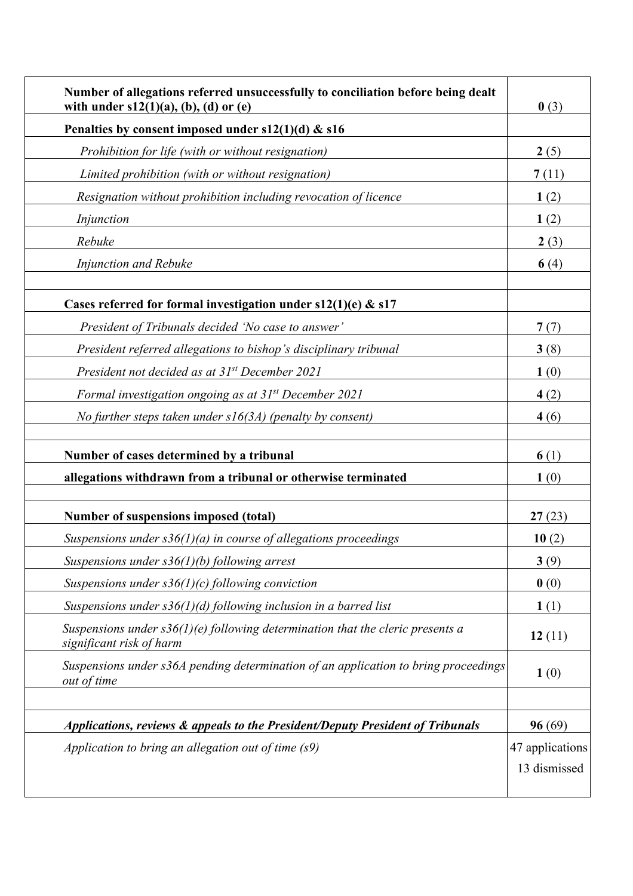| | |
|---|---|
| **Number of allegations referred unsuccessfully to conciliation before being dealt with under s12(1)(a), (b), (d) or (e)** | **0** (3) |
| **Penalties by consent imposed under s12(1)(d) & s16** | |
| *Prohibition for life (with or without resignation)* | **2** (5) |
| *Limited prohibition (with or without resignation)* | **7** (11) |
| *Resignation without prohibition including revocation of licence* | **1** (2) |
| *Injunction* | **1** (2) |
| *Rebuke* | **2** (3) |
| *Injunction and Rebuke* | **6** (4) |
| | |
| **Cases referred for formal investigation under s12(1)(e) & s17** | |
| *President of Tribunals decided 'No case to answer'* | **7** (7) |
| *President referred allegations to bishop's disciplinary tribunal* | **3** (8) |
| *President not decided as at 31st December 2021* | **1** (0) |
| *Formal investigation ongoing as at 31st December 2021* | **4** (2) |
| *No further steps taken under s16(3A) (penalty by consent)* | **4** (6) |
| | |
| **Number of cases determined by a tribunal** | **6** (1) |
| **allegations withdrawn from a tribunal or otherwise terminated** | **1** (0) |
| | |
| **Number of suspensions imposed (total)** | **27** (23) |
| *Suspensions under s36(1)(a) in course of allegations proceedings* | **10** (2) |
| *Suspensions under s36(1)(b) following arrest* | **3** (9) |
| *Suspensions under s36(1)(c) following conviction* | **0** (0) |
| *Suspensions under s36(1)(d) following inclusion in a barred list* | **1** (1) |
| *Suspensions under s36(1)(e) following determination that the cleric presents a significant risk of harm* | **12** (11) |
| *Suspensions under s36A pending determination of an application to bring proceedings out of time* | **1** (0) |
| | |
| ***Applications, reviews & appeals to the President/Deputy President of Tribunals*** | **96** (69) |
| *Application to bring an allegation out of time (s9)* | 47 applications<br>13 dismissed |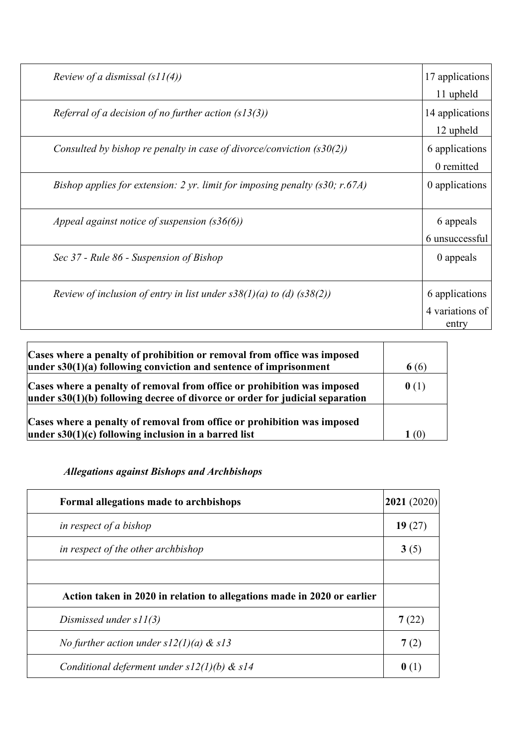| | |
|---|---|
| *Review of a dismissal (s11(4))* | 17 applications<br>11 upheld |
| *Referral of a decision of no further action (s13(3))* | 14 applications<br>12 upheld |
| *Consulted by bishop re penalty in case of divorce/conviction (s30(2))* | 6 applications<br>0 remitted |
| *Bishop applies for extension: 2 yr. limit for imposing penalty (s30; r.67A)* | 0 applications |
| *Appeal against notice of suspension (s36(6))* | 6 appeals<br>6 unsuccessful |
| *Sec 37 - Rule 86 - Suspension of Bishop* | 0 appeals |
| *Review of inclusion of entry in list under s38(1)(a) to (d) (s38(2))* | 6 applications<br>4 variations of entry |

| | |
|---|---|
| **Cases where a penalty of prohibition or removal from office was imposed under s30(1)(a) following conviction and sentence of imprisonment** | **6** (6) |
| **Cases where a penalty of removal from office or prohibition was imposed under s30(1)(b) following decree of divorce or order for judicial separation** | **0** (1) |
| **Cases where a penalty of removal from office or prohibition was imposed under s30(1)(c) following inclusion in a barred list** | **1** (0) |

### *Allegations against Bishops and Archbishops*

| **Formal allegations made to archbishops** | **2021** (2020) |
|---|---|
| *in respect of a bishop* | **19** (27) |
| *in respect of the other archbishop* | **3** (5) |
| | |
| **Action taken in 2020 in relation to allegations made in 2020 or earlier** | |
| *Dismissed under s11(3)* | **7** (22) |
| *No further action under s12(1)(a) & s13* | **7** (2) |
| *Conditional deferment under s12(1)(b) & s14* | **0** (1) |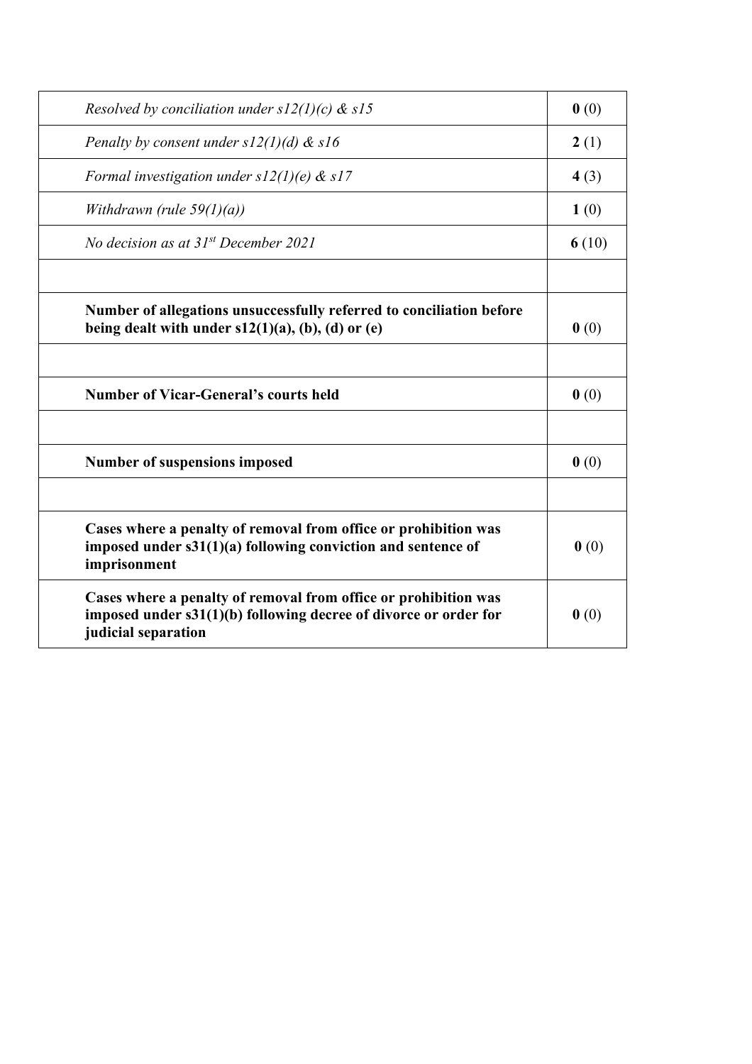| | |
|---|---|
| *Resolved by conciliation under s12(1)(c) & s15* | **0** (0) |
| *Penalty by consent under s12(1)(d) & s16* | **2** (1) |
| *Formal investigation under s12(1)(e) & s17* | **4** (3) |
| *Withdrawn (rule 59(1)(a))* | **1** (0) |
| *No decision as at 31st December 2021* | **6** (10) |
| | |
| **Number of allegations unsuccessfully referred to conciliation before being dealt with under s12(1)(a), (b), (d) or (e)** | **0** (0) |
| | |
| **Number of Vicar-General's courts held** | **0** (0) |
| | |
| **Number of suspensions imposed** | **0** (0) |
| | |
| **Cases where a penalty of removal from office or prohibition was imposed under s31(1)(a) following conviction and sentence of imprisonment** | **0** (0) |
| **Cases where a penalty of removal from office or prohibition was imposed under s31(1)(b) following decree of divorce or order for judicial separation** | **0** (0) |